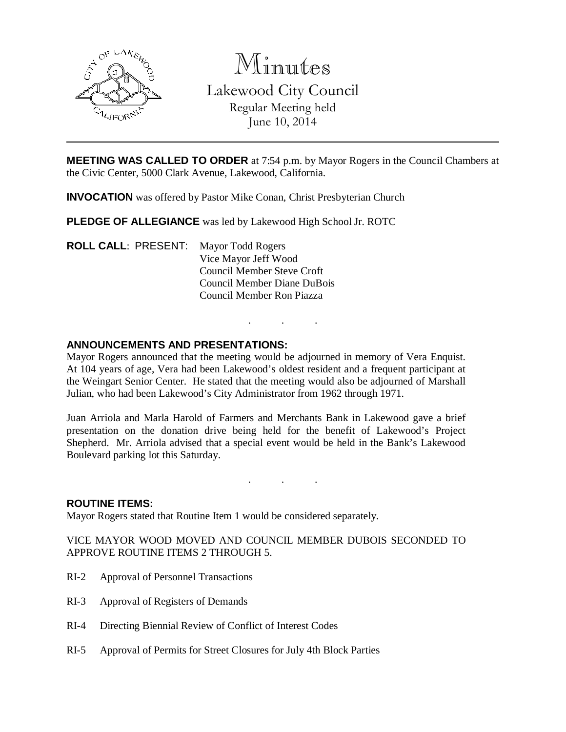# Minutes

## Lakewood City Council

Regular Meeting held
June 10, 2014

---

**MEETING WAS CALLED TO ORDER** at 7:54 p.m. by Mayor Rogers in the Council Chambers at the Civic Center, 5000 Clark Avenue, Lakewood, California.

**INVOCATION** was offered by Pastor Mike Conan, Christ Presbyterian Church

**PLEDGE OF ALLEGIANCE** was led by Lakewood High School Jr. ROTC

**ROLL CALL**: PRESENT: Mayor Todd Rogers
Vice Mayor Jeff Wood
Council Member Steve Croft
Council Member Diane DuBois
Council Member Ron Piazza

. . .

**ANNOUNCEMENTS AND PRESENTATIONS:**

Mayor Rogers announced that the meeting would be adjourned in memory of Vera Enquist. At 104 years of age, Vera had been Lakewood's oldest resident and a frequent participant at the Weingart Senior Center. He stated that the meeting would also be adjourned of Marshall Julian, who had been Lakewood's City Administrator from 1962 through 1971.

Juan Arriola and Marla Harold of Farmers and Merchants Bank in Lakewood gave a brief presentation on the donation drive being held for the benefit of Lakewood's Project Shepherd. Mr. Arriola advised that a special event would be held in the Bank's Lakewood Boulevard parking lot this Saturday.

. . .

**ROUTINE ITEMS:**

Mayor Rogers stated that Routine Item 1 would be considered separately.

VICE MAYOR WOOD MOVED AND COUNCIL MEMBER DUBOIS SECONDED TO APPROVE ROUTINE ITEMS 2 THROUGH 5.

RI-2 Approval of Personnel Transactions

RI-3 Approval of Registers of Demands

RI-4 Directing Biennial Review of Conflict of Interest Codes

RI-5 Approval of Permits for Street Closures for July 4th Block Parties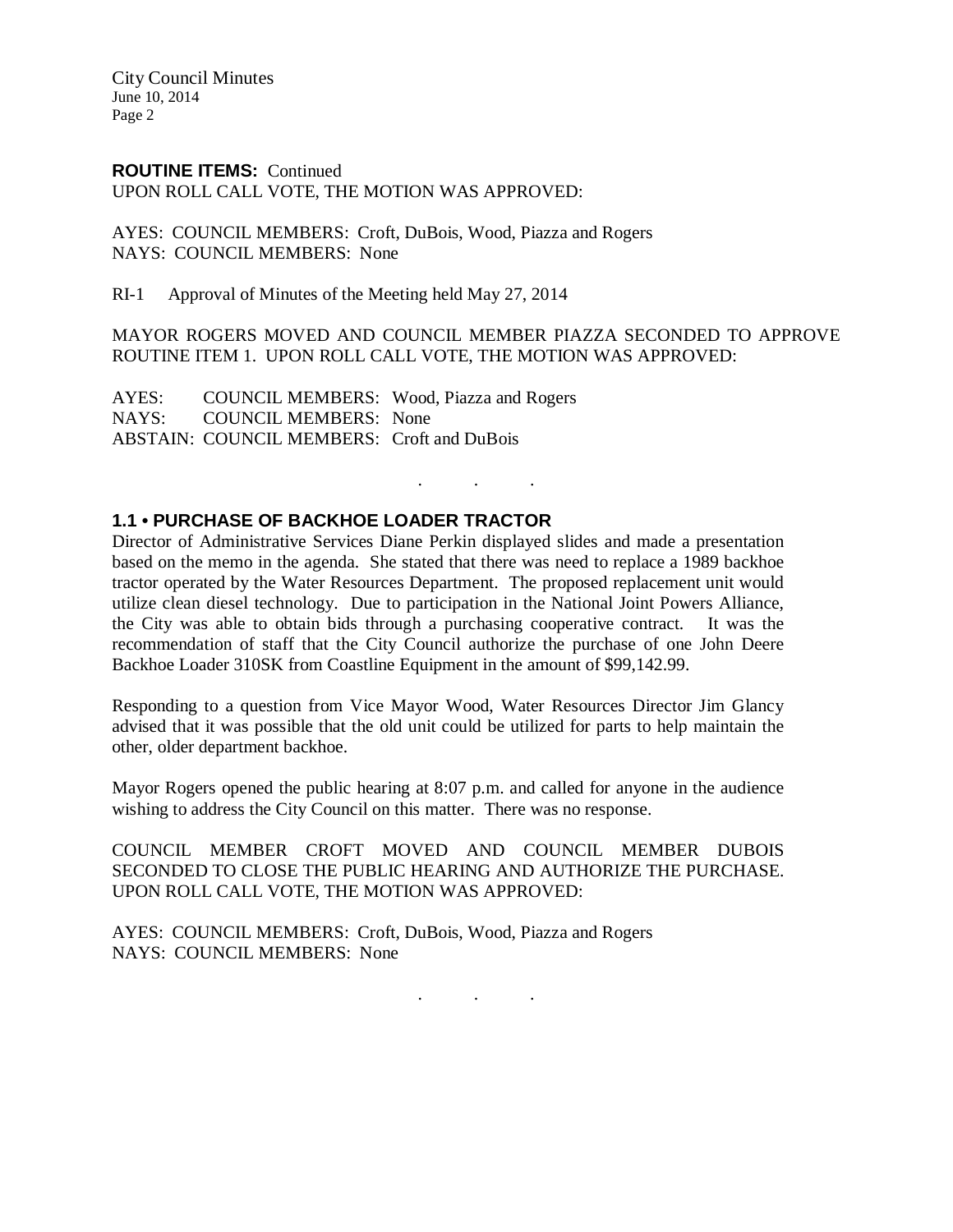**ROUTINE ITEMS:** Continued
UPON ROLL CALL VOTE, THE MOTION WAS APPROVED:

AYES: COUNCIL MEMBERS: Croft, DuBois, Wood, Piazza and Rogers
NAYS: COUNCIL MEMBERS: None

RI-1 Approval of Minutes of the Meeting held May 27, 2014

MAYOR ROGERS MOVED AND COUNCIL MEMBER PIAZZA SECONDED TO APPROVE ROUTINE ITEM 1. UPON ROLL CALL VOTE, THE MOTION WAS APPROVED:

AYES: COUNCIL MEMBERS: Wood, Piazza and Rogers
NAYS: COUNCIL MEMBERS: None
ABSTAIN: COUNCIL MEMBERS: Croft and DuBois

. . .

### 1.1 • PURCHASE OF BACKHOE LOADER TRACTOR

Director of Administrative Services Diane Perkin displayed slides and made a presentation based on the memo in the agenda. She stated that there was need to replace a 1989 backhoe tractor operated by the Water Resources Department. The proposed replacement unit would utilize clean diesel technology. Due to participation in the National Joint Powers Alliance, the City was able to obtain bids through a purchasing cooperative contract. It was the recommendation of staff that the City Council authorize the purchase of one John Deere Backhoe Loader 310SK from Coastline Equipment in the amount of $99,142.99.

Responding to a question from Vice Mayor Wood, Water Resources Director Jim Glancy advised that it was possible that the old unit could be utilized for parts to help maintain the other, older department backhoe.

Mayor Rogers opened the public hearing at 8:07 p.m. and called for anyone in the audience wishing to address the City Council on this matter. There was no response.

COUNCIL MEMBER CROFT MOVED AND COUNCIL MEMBER DUBOIS SECONDED TO CLOSE THE PUBLIC HEARING AND AUTHORIZE THE PURCHASE. UPON ROLL CALL VOTE, THE MOTION WAS APPROVED:

AYES: COUNCIL MEMBERS: Croft, DuBois, Wood, Piazza and Rogers
NAYS: COUNCIL MEMBERS: None

. . .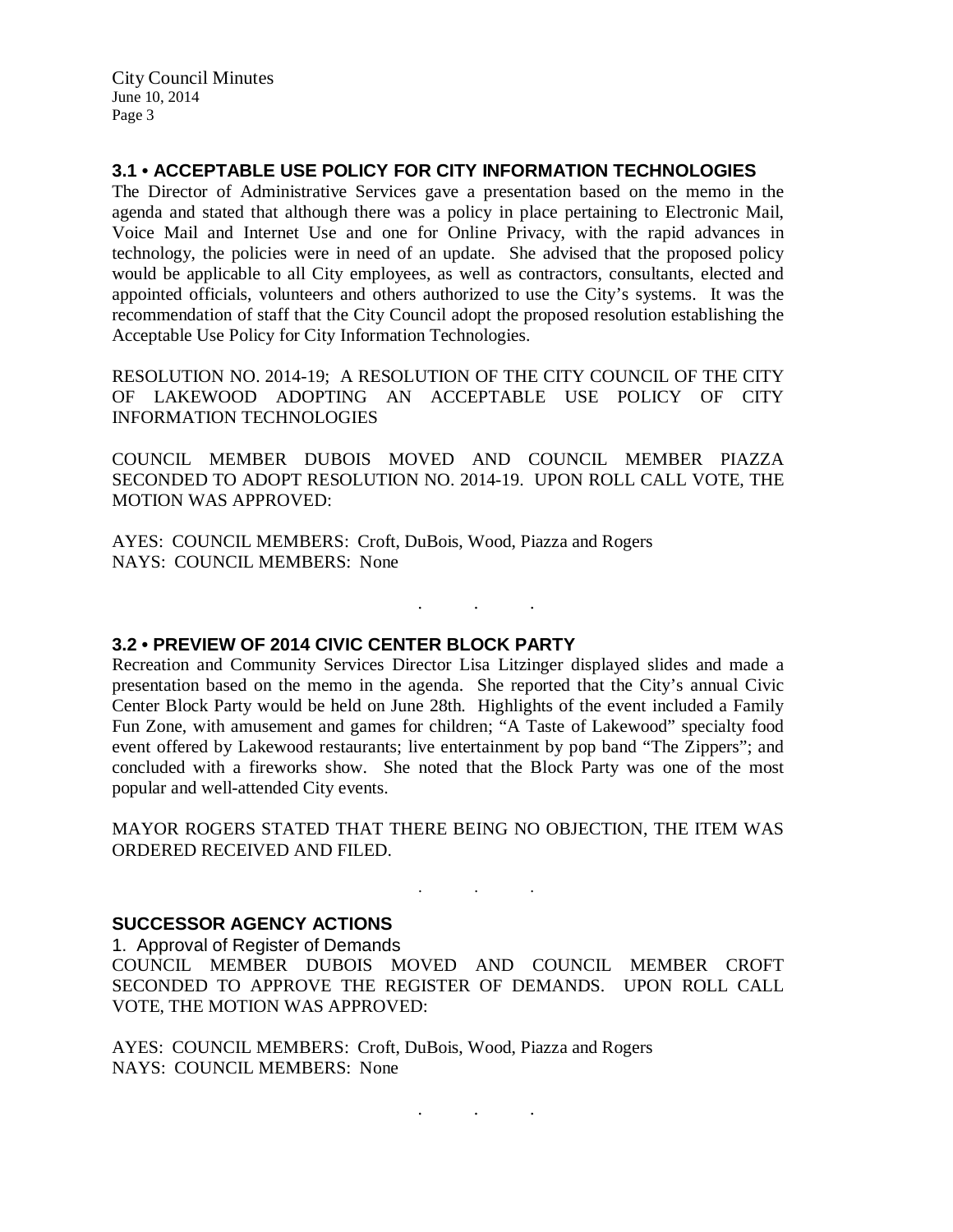### 3.1 • ACCEPTABLE USE POLICY FOR CITY INFORMATION TECHNOLOGIES

The Director of Administrative Services gave a presentation based on the memo in the agenda and stated that although there was a policy in place pertaining to Electronic Mail, Voice Mail and Internet Use and one for Online Privacy, with the rapid advances in technology, the policies were in need of an update. She advised that the proposed policy would be applicable to all City employees, as well as contractors, consultants, elected and appointed officials, volunteers and others authorized to use the City's systems. It was the recommendation of staff that the City Council adopt the proposed resolution establishing the Acceptable Use Policy for City Information Technologies.

RESOLUTION NO. 2014-19; A RESOLUTION OF THE CITY COUNCIL OF THE CITY OF LAKEWOOD ADOPTING AN ACCEPTABLE USE POLICY OF CITY INFORMATION TECHNOLOGIES

COUNCIL MEMBER DUBOIS MOVED AND COUNCIL MEMBER PIAZZA SECONDED TO ADOPT RESOLUTION NO. 2014-19. UPON ROLL CALL VOTE, THE MOTION WAS APPROVED:

AYES: COUNCIL MEMBERS: Croft, DuBois, Wood, Piazza and Rogers
NAYS: COUNCIL MEMBERS: None

. . .

### 3.2 • PREVIEW OF 2014 CIVIC CENTER BLOCK PARTY

Recreation and Community Services Director Lisa Litzinger displayed slides and made a presentation based on the memo in the agenda. She reported that the City's annual Civic Center Block Party would be held on June 28th. Highlights of the event included a Family Fun Zone, with amusement and games for children; "A Taste of Lakewood" specialty food event offered by Lakewood restaurants; live entertainment by pop band "The Zippers"; and concluded with a fireworks show. She noted that the Block Party was one of the most popular and well-attended City events.

MAYOR ROGERS STATED THAT THERE BEING NO OBJECTION, THE ITEM WAS ORDERED RECEIVED AND FILED.

. . .

### SUCCESSOR AGENCY ACTIONS

1. Approval of Register of Demands

COUNCIL MEMBER DUBOIS MOVED AND COUNCIL MEMBER CROFT SECONDED TO APPROVE THE REGISTER OF DEMANDS. UPON ROLL CALL VOTE, THE MOTION WAS APPROVED:

AYES: COUNCIL MEMBERS: Croft, DuBois, Wood, Piazza and Rogers
NAYS: COUNCIL MEMBERS: None

. . .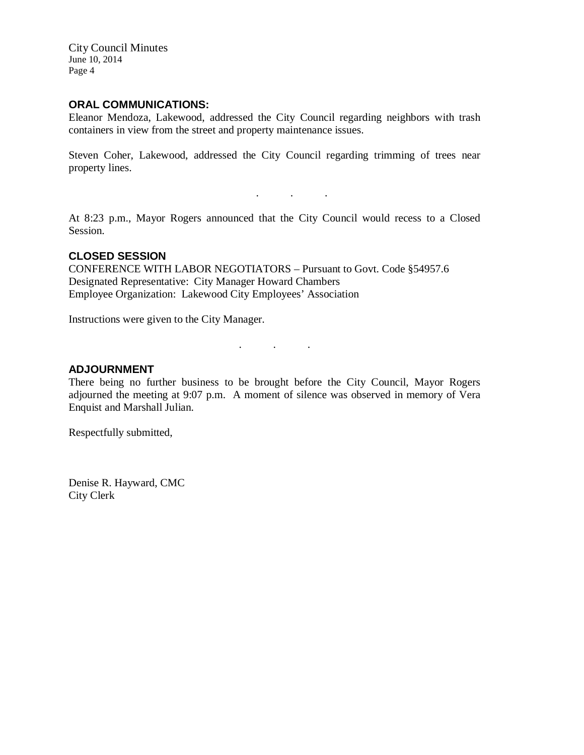## ORAL COMMUNICATIONS:

Eleanor Mendoza, Lakewood, addressed the City Council regarding neighbors with trash containers in view from the street and property maintenance issues.

Steven Coher, Lakewood, addressed the City Council regarding trimming of trees near property lines.

. . .

At 8:23 p.m., Mayor Rogers announced that the City Council would recess to a Closed Session.

## CLOSED SESSION

CONFERENCE WITH LABOR NEGOTIATORS – Pursuant to Govt. Code §54957.6
Designated Representative: City Manager Howard Chambers
Employee Organization: Lakewood City Employees' Association

Instructions were given to the City Manager.

. . .

## ADJOURNMENT

There being no further business to be brought before the City Council, Mayor Rogers adjourned the meeting at 9:07 p.m. A moment of silence was observed in memory of Vera Enquist and Marshall Julian.

Respectfully submitted,

Denise R. Hayward, CMC
City Clerk